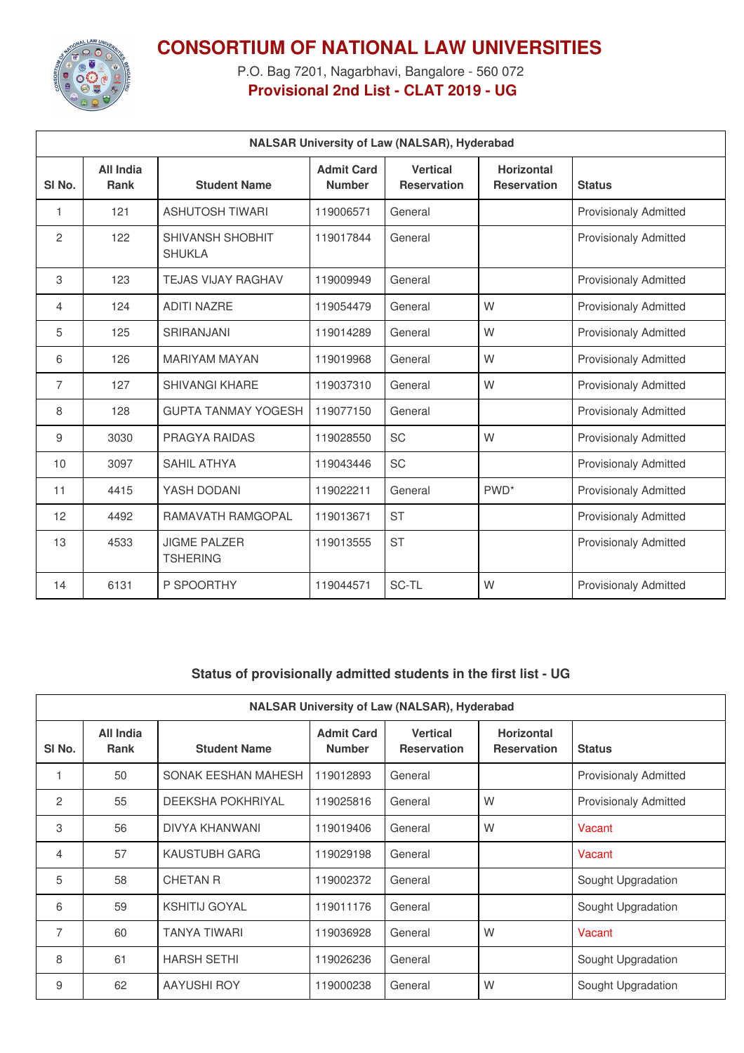# CONSORTIUM OF NATIONAL LAW UNIVERSITIES

P.O. Bag 7201, Nagarbhavi, Bangalore - 560 072

## Provisional 2nd List - CLAT 2019 - UG

| NALSAR University of Law (NALSAR), Hyderabad | | | | | | |
|---|---|---|---|---|---|---|
| Sl No. | All India Rank | Student Name | Admit Card Number | Vertical Reservation | Horizontal Reservation | Status |
| 1 | 121 | ASHUTOSH TIWARI | 119006571 | General | | Provisionaly Admitted |
| 2 | 122 | SHIVANSH SHOBHIT SHUKLA | 119017844 | General | | Provisionaly Admitted |
| 3 | 123 | TEJAS VIJAY RAGHAV | 119009949 | General | | Provisionaly Admitted |
| 4 | 124 | ADITI NAZRE | 119054479 | General | W | Provisionaly Admitted |
| 5 | 125 | SRIRANJANI | 119014289 | General | W | Provisionaly Admitted |
| 6 | 126 | MARIYAM MAYAN | 119019968 | General | W | Provisionaly Admitted |
| 7 | 127 | SHIVANGI KHARE | 119037310 | General | W | Provisionaly Admitted |
| 8 | 128 | GUPTA TANMAY YOGESH | 119077150 | General | | Provisionaly Admitted |
| 9 | 3030 | PRAGYA RAIDAS | 119028550 | SC | W | Provisionaly Admitted |
| 10 | 3097 | SAHIL ATHYA | 119043446 | SC | | Provisionaly Admitted |
| 11 | 4415 | YASH DODANI | 119022211 | General | PWD* | Provisionaly Admitted |
| 12 | 4492 | RAMAVATH RAMGOPAL | 119013671 | ST | | Provisionaly Admitted |
| 13 | 4533 | JIGME PALZER TSHERING | 119013555 | ST | | Provisionaly Admitted |
| 14 | 6131 | P SPOORTHY | 119044571 | SC-TL | W | Provisionaly Admitted |

### Status of provisionally admitted students in the first list - UG

| NALSAR University of Law (NALSAR), Hyderabad | | | | | | |
|---|---|---|---|---|---|---|
| Sl No. | All India Rank | Student Name | Admit Card Number | Vertical Reservation | Horizontal Reservation | Status |
| 1 | 50 | SONAK EESHAN MAHESH | 119012893 | General | | Provisionaly Admitted |
| 2 | 55 | DEEKSHA POKHRIYAL | 119025816 | General | W | Provisionaly Admitted |
| 3 | 56 | DIVYA KHANWANI | 119019406 | General | W | Vacant |
| 4 | 57 | KAUSTUBH GARG | 119029198 | General | | Vacant |
| 5 | 58 | CHETAN R | 119002372 | General | | Sought Upgradation |
| 6 | 59 | KSHITIJ GOYAL | 119011176 | General | | Sought Upgradation |
| 7 | 60 | TANYA TIWARI | 119036928 | General | W | Vacant |
| 8 | 61 | HARSH SETHI | 119026236 | General | | Sought Upgradation |
| 9 | 62 | AAYUSHI ROY | 119000238 | General | W | Sought Upgradation |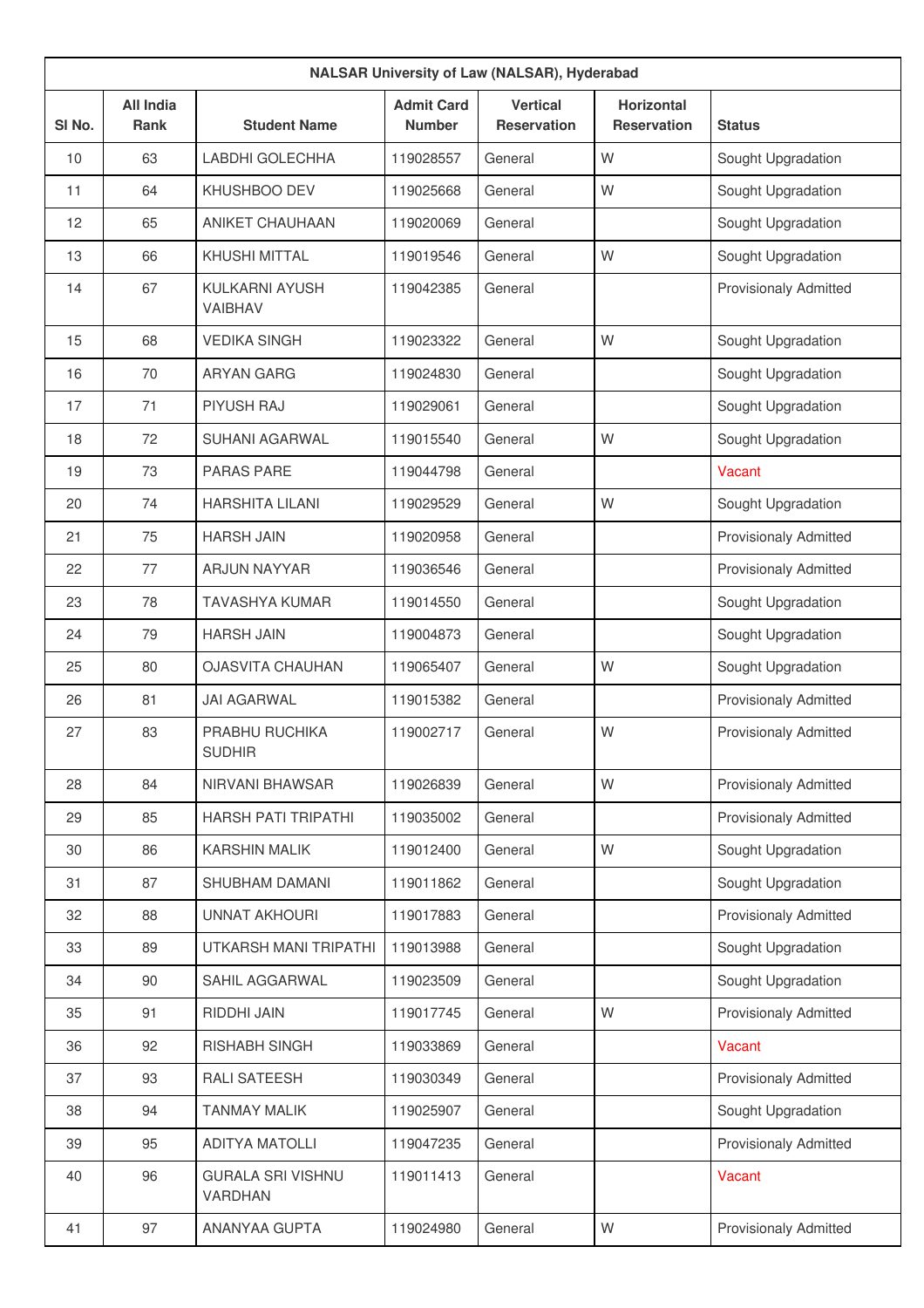| NALSAR University of Law (NALSAR), Hyderabad | | | | | | |
|---|---|---|---|---|---|---|
| Sl No. | All India Rank | Student Name | Admit Card Number | Vertical Reservation | Horizontal Reservation | Status |
| 10 | 63 | LABDHI GOLECHHA | 119028557 | General | W | Sought Upgradation |
| 11 | 64 | KHUSHBOO DEV | 119025668 | General | W | Sought Upgradation |
| 12 | 65 | ANIKET CHAUHAAN | 119020069 | General | | Sought Upgradation |
| 13 | 66 | KHUSHI MITTAL | 119019546 | General | W | Sought Upgradation |
| 14 | 67 | KULKARNI AYUSH VAIBHAV | 119042385 | General | | Provisionally Admitted |
| 15 | 68 | VEDIKA SINGH | 119023322 | General | W | Sought Upgradation |
| 16 | 70 | ARYAN GARG | 119024830 | General | | Sought Upgradation |
| 17 | 71 | PIYUSH RAJ | 119029061 | General | | Sought Upgradation |
| 18 | 72 | SUHANI AGARWAL | 119015540 | General | W | Sought Upgradation |
| 19 | 73 | PARAS PARE | 119044798 | General | | Vacant |
| 20 | 74 | HARSHITA LILANI | 119029529 | General | W | Sought Upgradation |
| 21 | 75 | HARSH JAIN | 119020958 | General | | Provisionally Admitted |
| 22 | 77 | ARJUN NAYYAR | 119036546 | General | | Provisionally Admitted |
| 23 | 78 | TAVASHYA KUMAR | 119014550 | General | | Sought Upgradation |
| 24 | 79 | HARSH JAIN | 119004873 | General | | Sought Upgradation |
| 25 | 80 | OJASVITA CHAUHAN | 119065407 | General | W | Sought Upgradation |
| 26 | 81 | JAI AGARWAL | 119015382 | General | | Provisionally Admitted |
| 27 | 83 | PRABHU RUCHIKA SUDHIR | 119002717 | General | W | Provisionally Admitted |
| 28 | 84 | NIRVANI BHAWSAR | 119026839 | General | W | Provisionally Admitted |
| 29 | 85 | HARSH PATI TRIPATHI | 119035002 | General | | Provisionally Admitted |
| 30 | 86 | KARSHIN MALIK | 119012400 | General | W | Sought Upgradation |
| 31 | 87 | SHUBHAM DAMANI | 119011862 | General | | Sought Upgradation |
| 32 | 88 | UNNAT AKHOURI | 119017883 | General | | Provisionally Admitted |
| 33 | 89 | UTKARSH MANI TRIPATHI | 119013988 | General | | Sought Upgradation |
| 34 | 90 | SAHIL AGGARWAL | 119023509 | General | | Sought Upgradation |
| 35 | 91 | RIDDHI JAIN | 119017745 | General | W | Provisionally Admitted |
| 36 | 92 | RISHABH SINGH | 119033869 | General | | Vacant |
| 37 | 93 | RALI SATEESH | 119030349 | General | | Provisionally Admitted |
| 38 | 94 | TANMAY MALIK | 119025907 | General | | Sought Upgradation |
| 39 | 95 | ADITYA MATOLLI | 119047235 | General | | Provisionally Admitted |
| 40 | 96 | GURALA SRI VISHNU VARDHAN | 119011413 | General | | Vacant |
| 41 | 97 | ANANYAA GUPTA | 119024980 | General | W | Provisionally Admitted |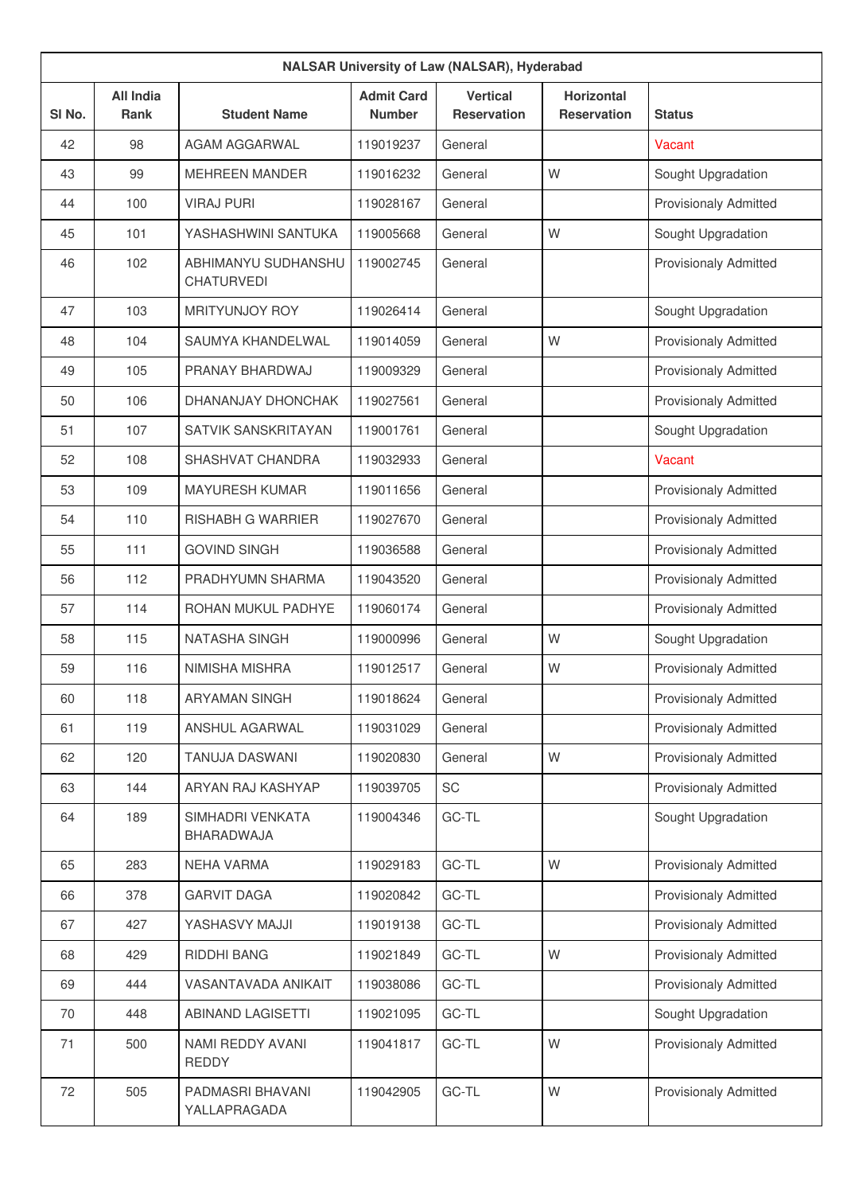| NALSAR University of Law (NALSAR), Hyderabad | | | | | | |
|---|---|---|---|---|---|---|
| Sl No. | All India Rank | Student Name | Admit Card Number | Vertical Reservation | Horizontal Reservation | Status |
| 42 | 98 | AGAM AGGARWAL | 119019237 | General | | Vacant |
| 43 | 99 | MEHREEN MANDER | 119016232 | General | W | Sought Upgradation |
| 44 | 100 | VIRAJ PURI | 119028167 | General | | Provisionaly Admitted |
| 45 | 101 | YASHASHWINI SANTUKA | 119005668 | General | W | Sought Upgradation |
| 46 | 102 | ABHIMANYU SUDHANSHU CHATURVEDI | 119002745 | General | | Provisionaly Admitted |
| 47 | 103 | MRITYUNJOY ROY | 119026414 | General | | Sought Upgradation |
| 48 | 104 | SAUMYA KHANDELWAL | 119014059 | General | W | Provisionaly Admitted |
| 49 | 105 | PRANAY BHARDWAJ | 119009329 | General | | Provisionaly Admitted |
| 50 | 106 | DHANANJAY DHONCHAK | 119027561 | General | | Provisionaly Admitted |
| 51 | 107 | SATVIK SANSKRITAYAN | 119001761 | General | | Sought Upgradation |
| 52 | 108 | SHASHVAT CHANDRA | 119032933 | General | | Vacant |
| 53 | 109 | MAYURESH KUMAR | 119011656 | General | | Provisionaly Admitted |
| 54 | 110 | RISHABH G WARRIER | 119027670 | General | | Provisionaly Admitted |
| 55 | 111 | GOVIND SINGH | 119036588 | General | | Provisionaly Admitted |
| 56 | 112 | PRADHYUMN SHARMA | 119043520 | General | | Provisionaly Admitted |
| 57 | 114 | ROHAN MUKUL PADHYE | 119060174 | General | | Provisionaly Admitted |
| 58 | 115 | NATASHA SINGH | 119000996 | General | W | Sought Upgradation |
| 59 | 116 | NIMISHA MISHRA | 119012517 | General | W | Provisionaly Admitted |
| 60 | 118 | ARYAMAN SINGH | 119018624 | General | | Provisionaly Admitted |
| 61 | 119 | ANSHUL AGARWAL | 119031029 | General | | Provisionaly Admitted |
| 62 | 120 | TANUJA DASWANI | 119020830 | General | W | Provisionaly Admitted |
| 63 | 144 | ARYAN RAJ KASHYAP | 119039705 | SC | | Provisionaly Admitted |
| 64 | 189 | SIMHADRI VENKATA BHARADWAJA | 119004346 | GC-TL | | Sought Upgradation |
| 65 | 283 | NEHA VARMA | 119029183 | GC-TL | W | Provisionaly Admitted |
| 66 | 378 | GARVIT DAGA | 119020842 | GC-TL | | Provisionaly Admitted |
| 67 | 427 | YASHASVY MAJJI | 119019138 | GC-TL | | Provisionaly Admitted |
| 68 | 429 | RIDDHI BANG | 119021849 | GC-TL | W | Provisionaly Admitted |
| 69 | 444 | VASANTAVADA ANIKAIT | 119038086 | GC-TL | | Provisionaly Admitted |
| 70 | 448 | ABINAND LAGISETTI | 119021095 | GC-TL | | Sought Upgradation |
| 71 | 500 | NAMI REDDY AVANI REDDY | 119041817 | GC-TL | W | Provisionaly Admitted |
| 72 | 505 | PADMASRI BHAVANI YALLAPRAGADA | 119042905 | GC-TL | W | Provisionaly Admitted |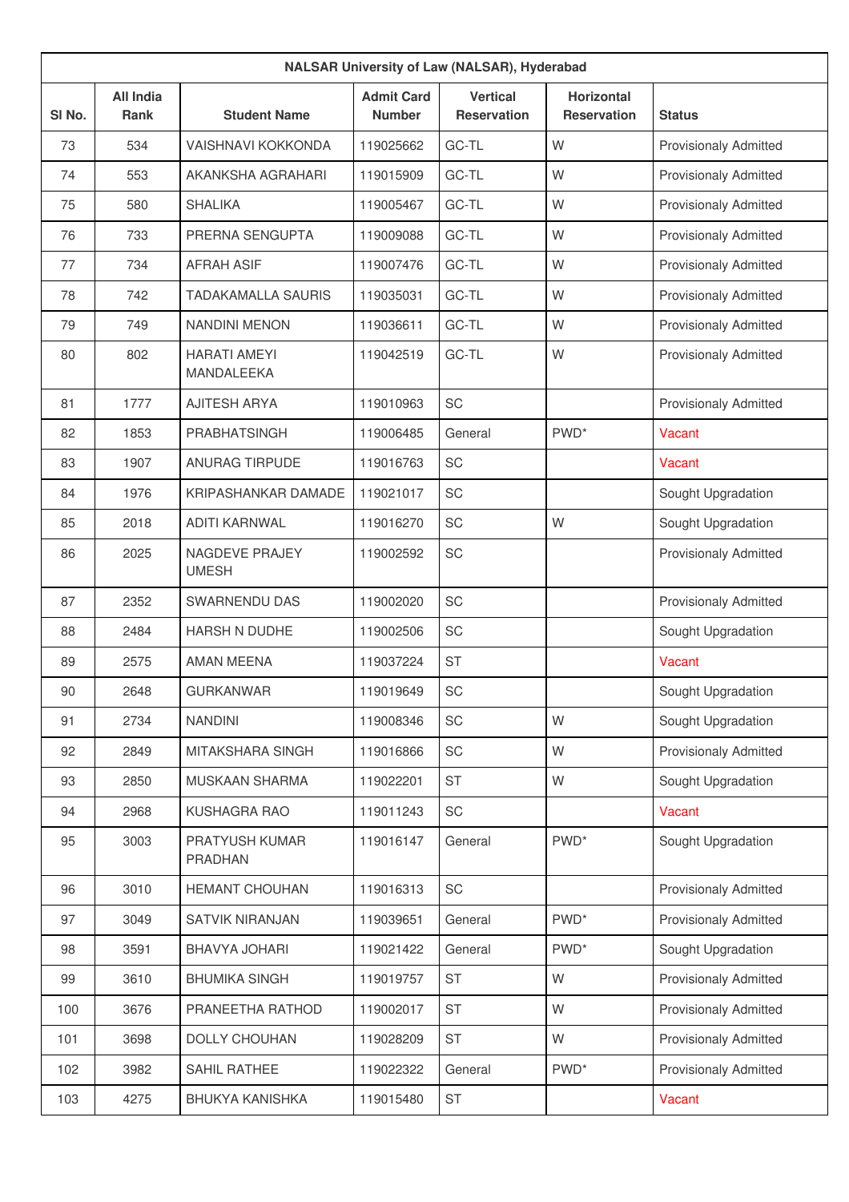| NALSAR University of Law (NALSAR), Hyderabad | | | | | | |
|---|---|---|---|---|---|---|
| Sl No. | All India Rank | Student Name | Admit Card Number | Vertical Reservation | Horizontal Reservation | Status |
| 73 | 534 | VAISHNAVI KOKKONDA | 119025662 | GC-TL | W | Provisionaly Admitted |
| 74 | 553 | AKANKSHA AGRAHARI | 119015909 | GC-TL | W | Provisionaly Admitted |
| 75 | 580 | SHALIKA | 119005467 | GC-TL | W | Provisionaly Admitted |
| 76 | 733 | PRERNA SENGUPTA | 119009088 | GC-TL | W | Provisionaly Admitted |
| 77 | 734 | AFRAH ASIF | 119007476 | GC-TL | W | Provisionaly Admitted |
| 78 | 742 | TADAKAMALLA SAURIS | 119035031 | GC-TL | W | Provisionaly Admitted |
| 79 | 749 | NANDINI MENON | 119036611 | GC-TL | W | Provisionaly Admitted |
| 80 | 802 | HARATI AMEYI MANDALEEKA | 119042519 | GC-TL | W | Provisionaly Admitted |
| 81 | 1777 | AJITESH ARYA | 119010963 | SC | | Provisionaly Admitted |
| 82 | 1853 | PRABHATSINGH | 119006485 | General | PWD* | Vacant |
| 83 | 1907 | ANURAG TIRPUDE | 119016763 | SC | | Vacant |
| 84 | 1976 | KRIPASHANKAR DAMADE | 119021017 | SC | | Sought Upgradation |
| 85 | 2018 | ADITI KARNWAL | 119016270 | SC | W | Sought Upgradation |
| 86 | 2025 | NAGDEVE PRAJEY UMESH | 119002592 | SC | | Provisionaly Admitted |
| 87 | 2352 | SWARNENDU DAS | 119002020 | SC | | Provisionaly Admitted |
| 88 | 2484 | HARSH N DUDHE | 119002506 | SC | | Sought Upgradation |
| 89 | 2575 | AMAN MEENA | 119037224 | ST | | Vacant |
| 90 | 2648 | GURKANWAR | 119019649 | SC | | Sought Upgradation |
| 91 | 2734 | NANDINI | 119008346 | SC | W | Sought Upgradation |
| 92 | 2849 | MITAKSHARA SINGH | 119016866 | SC | W | Provisionaly Admitted |
| 93 | 2850 | MUSKAAN SHARMA | 119022201 | ST | W | Sought Upgradation |
| 94 | 2968 | KUSHAGRA RAO | 119011243 | SC | | Vacant |
| 95 | 3003 | PRATYUSH KUMAR PRADHAN | 119016147 | General | PWD* | Sought Upgradation |
| 96 | 3010 | HEMANT CHOUHAN | 119016313 | SC | | Provisionaly Admitted |
| 97 | 3049 | SATVIK NIRANJAN | 119039651 | General | PWD* | Provisionaly Admitted |
| 98 | 3591 | BHAVYA JOHARI | 119021422 | General | PWD* | Sought Upgradation |
| 99 | 3610 | BHUMIKA SINGH | 119019757 | ST | W | Provisionaly Admitted |
| 100 | 3676 | PRANEETHA RATHOD | 119002017 | ST | W | Provisionaly Admitted |
| 101 | 3698 | DOLLY CHOUHAN | 119028209 | ST | W | Provisionaly Admitted |
| 102 | 3982 | SAHIL RATHEE | 119022322 | General | PWD* | Provisionaly Admitted |
| 103 | 4275 | BHUKYA KANISHKA | 119015480 | ST | | Vacant |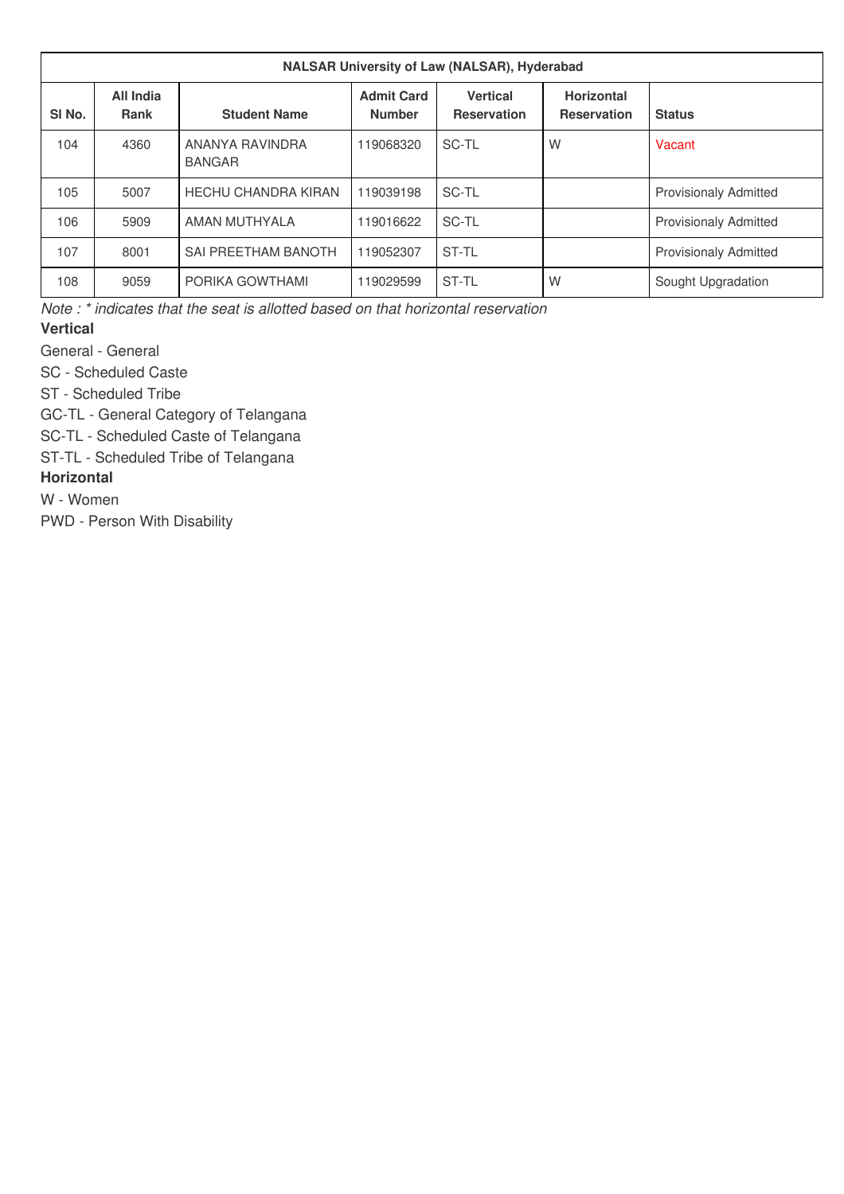| NALSAR University of Law (NALSAR), Hyderabad | | | | | | |
|---|---|---|---|---|---|---|
| Sl No. | All India Rank | Student Name | Admit Card Number | Vertical Reservation | Horizontal Reservation | Status |
| 104 | 4360 | ANANYA RAVINDRA BANGAR | 119068320 | SC-TL | W | Vacant |
| 105 | 5007 | HECHU CHANDRA KIRAN | 119039198 | SC-TL | | Provisionaly Admitted |
| 106 | 5909 | AMAN MUTHYALA | 119016622 | SC-TL | | Provisionaly Admitted |
| 107 | 8001 | SAI PREETHAM BANOTH | 119052307 | ST-TL | | Provisionaly Admitted |
| 108 | 9059 | PORIKA GOWTHAMI | 119029599 | ST-TL | W | Sought Upgradation |

*Note : * indicates that the seat is allotted based on that horizontal reservation*

**Vertical**

General - General

SC - Scheduled Caste

ST - Scheduled Tribe

GC-TL - General Category of Telangana

SC-TL - Scheduled Caste of Telangana

ST-TL - Scheduled Tribe of Telangana

**Horizontal**

W - Women

PWD - Person With Disability